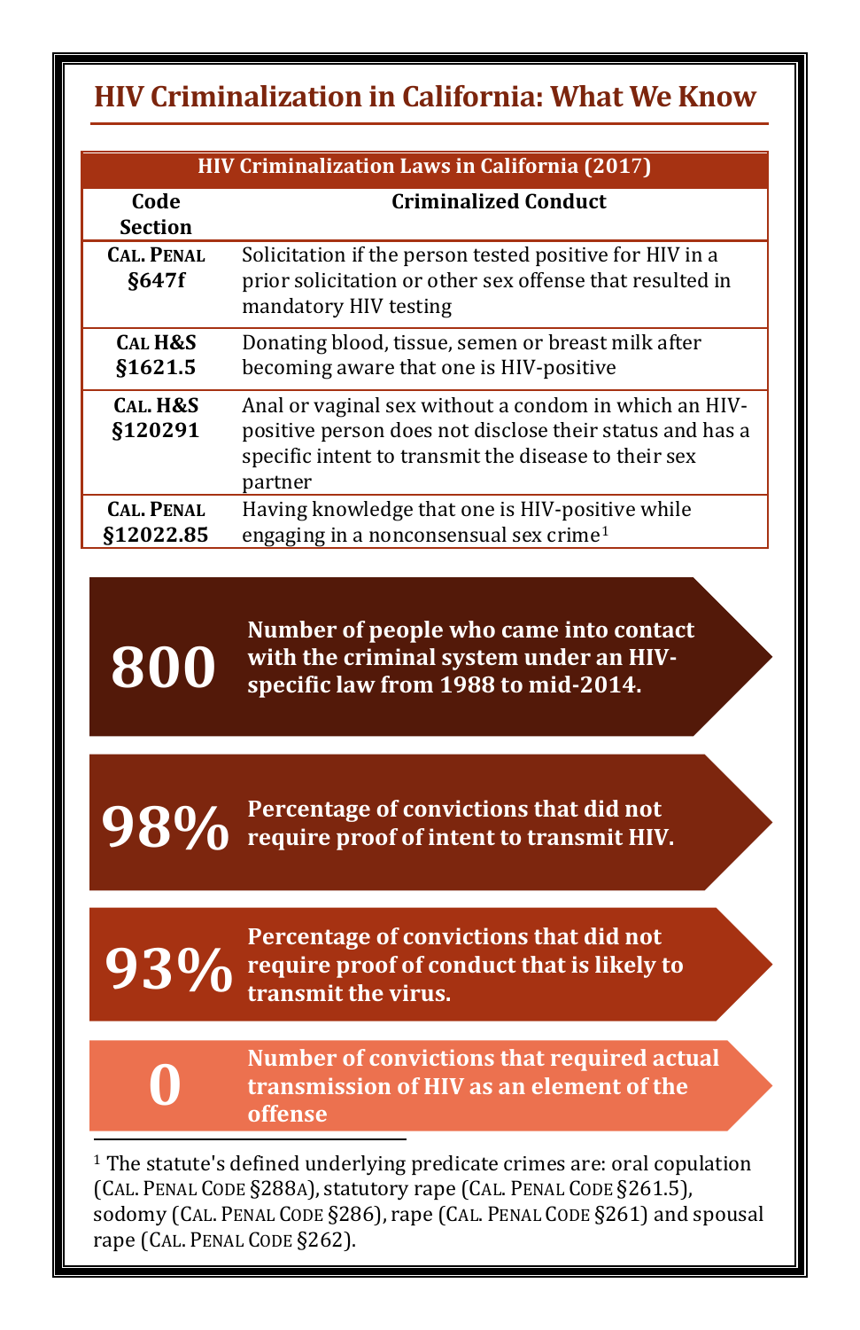# HIV Criminalization in California: What We Know

| HIV Criminalization Laws in California (2017) | |
|---|---|
| **Code Section** | **Criminalized Conduct** |
| **Cal. Penal §647f** | Solicitation if the person tested positive for HIV in a prior solicitation or other sex offense that resulted in mandatory HIV testing |
| **Cal H&S §1621.5** | Donating blood, tissue, semen or breast milk after becoming aware that one is HIV-positive |
| **Cal. H&S §120291** | Anal or vaginal sex without a condom in which an HIV-positive person does not disclose their status and has a specific intent to transmit the disease to their sex partner |
| **Cal. Penal §12022.85** | Having knowledge that one is HIV-positive while engaging in a nonconsensual sex crime[1] |

**800** — **Number of people who came into contact with the criminal system under an HIV-specific law from 1988 to mid-2014.**

**98%** — **Percentage of convictions that did not require proof of intent to transmit HIV.**

**93%** — **Percentage of convictions that did not require proof of conduct that is likely to transmit the virus.**

**0** — **Number of convictions that required actual transmission of HIV as an element of the offense**

---

[1] The statute's defined underlying predicate crimes are: oral copulation (Cal. Penal Code §288a), statutory rape (Cal. Penal Code §261.5), sodomy (Cal. Penal Code §286), rape (Cal. Penal Code §261) and spousal rape (Cal. Penal Code §262).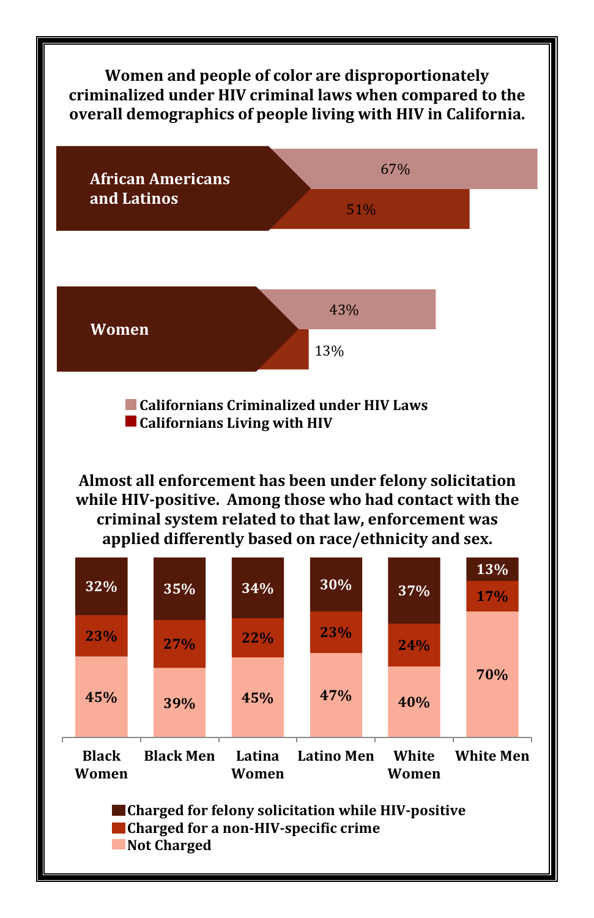**Women and people of color are disproportionately criminalized under HIV criminal laws when compared to the overall demographics of people living with HIV in California.**

| | Californians Criminalized under HIV Laws | Californians Living with HIV |
|---|---|---|
| African Americans and Latinos | 67% | 51% |
| Women | 43% | 13% |

**Almost all enforcement has been under felony solicitation while HIV-positive. Among those who had contact with the criminal system related to that law, enforcement was applied differently based on race/ethnicity and sex.**

| | Charged for felony solicitation while HIV-positive | Charged for a non-HIV-specific crime | Not Charged |
|---|---|---|---|
| Black Women | 32% | 23% | 45% |
| Black Men | 35% | 27% | 39% |
| Latina Women | 34% | 22% | 45% |
| Latino Men | 30% | 23% | 47% |
| White Women | 37% | 24% | 40% |
| White Men | 13% | 17% | 70% |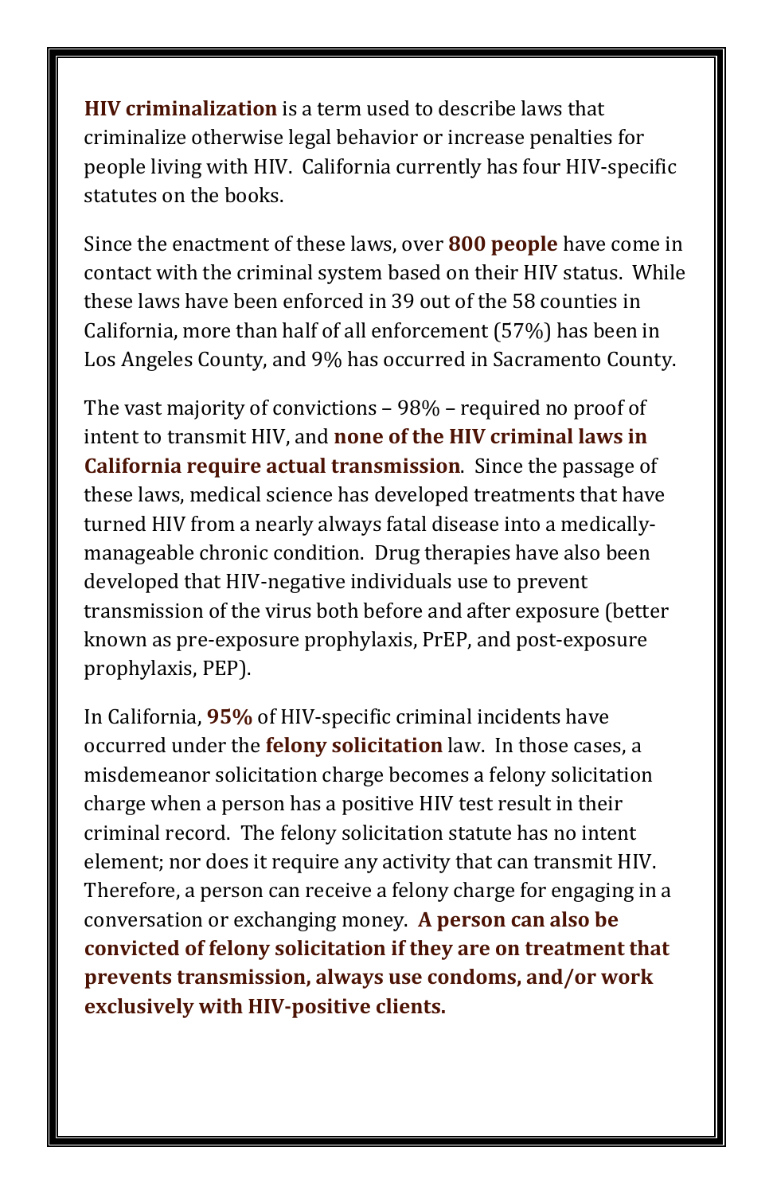**HIV criminalization** is a term used to describe laws that criminalize otherwise legal behavior or increase penalties for people living with HIV. California currently has four HIV-specific statutes on the books.

Since the enactment of these laws, over **800 people** have come in contact with the criminal system based on their HIV status. While these laws have been enforced in 39 out of the 58 counties in California, more than half of all enforcement (57%) has been in Los Angeles County, and 9% has occurred in Sacramento County.

The vast majority of convictions – 98% – required no proof of intent to transmit HIV, and **none of the HIV criminal laws in California require actual transmission**. Since the passage of these laws, medical science has developed treatments that have turned HIV from a nearly always fatal disease into a medically-manageable chronic condition. Drug therapies have also been developed that HIV-negative individuals use to prevent transmission of the virus both before and after exposure (better known as pre-exposure prophylaxis, PrEP, and post-exposure prophylaxis, PEP).

In California, **95%** of HIV-specific criminal incidents have occurred under the **felony solicitation** law. In those cases, a misdemeanor solicitation charge becomes a felony solicitation charge when a person has a positive HIV test result in their criminal record. The felony solicitation statute has no intent element; nor does it require any activity that can transmit HIV. Therefore, a person can receive a felony charge for engaging in a conversation or exchanging money. **A person can also be convicted of felony solicitation if they are on treatment that prevents transmission, always use condoms, and/or work exclusively with HIV-positive clients.**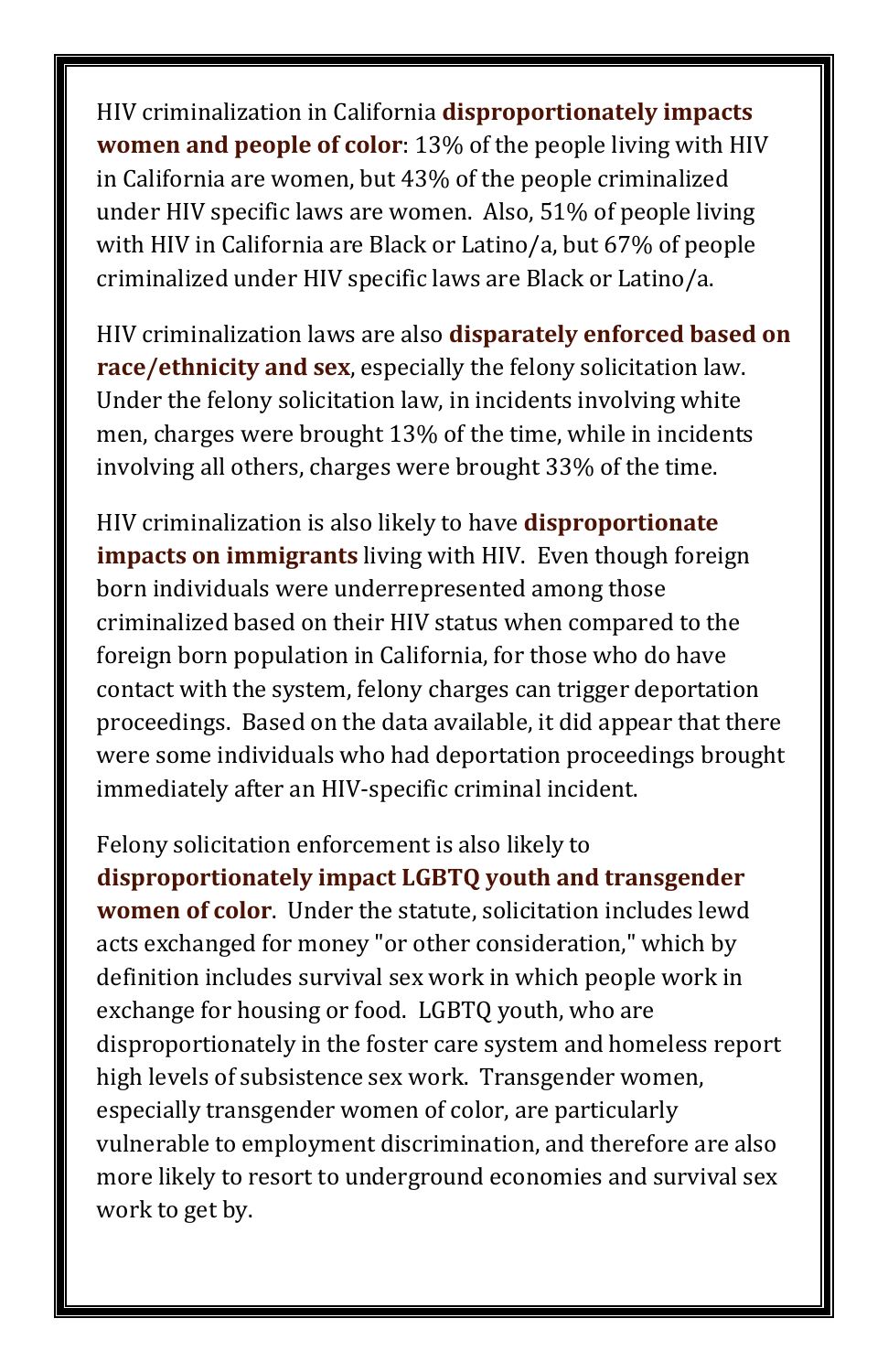HIV criminalization in California **disproportionately impacts women and people of color**: 13% of the people living with HIV in California are women, but 43% of the people criminalized under HIV specific laws are women. Also, 51% of people living with HIV in California are Black or Latino/a, but 67% of people criminalized under HIV specific laws are Black or Latino/a.

HIV criminalization laws are also **disparately enforced based on race/ethnicity and sex**, especially the felony solicitation law. Under the felony solicitation law, in incidents involving white men, charges were brought 13% of the time, while in incidents involving all others, charges were brought 33% of the time.

HIV criminalization is also likely to have **disproportionate impacts on immigrants** living with HIV. Even though foreign born individuals were underrepresented among those criminalized based on their HIV status when compared to the foreign born population in California, for those who do have contact with the system, felony charges can trigger deportation proceedings. Based on the data available, it did appear that there were some individuals who had deportation proceedings brought immediately after an HIV-specific criminal incident.

Felony solicitation enforcement is also likely to **disproportionately impact LGBTQ youth and transgender women of color**. Under the statute, solicitation includes lewd acts exchanged for money "or other consideration," which by definition includes survival sex work in which people work in exchange for housing or food. LGBTQ youth, who are disproportionately in the foster care system and homeless report high levels of subsistence sex work. Transgender women, especially transgender women of color, are particularly vulnerable to employment discrimination, and therefore are also more likely to resort to underground economies and survival sex work to get by.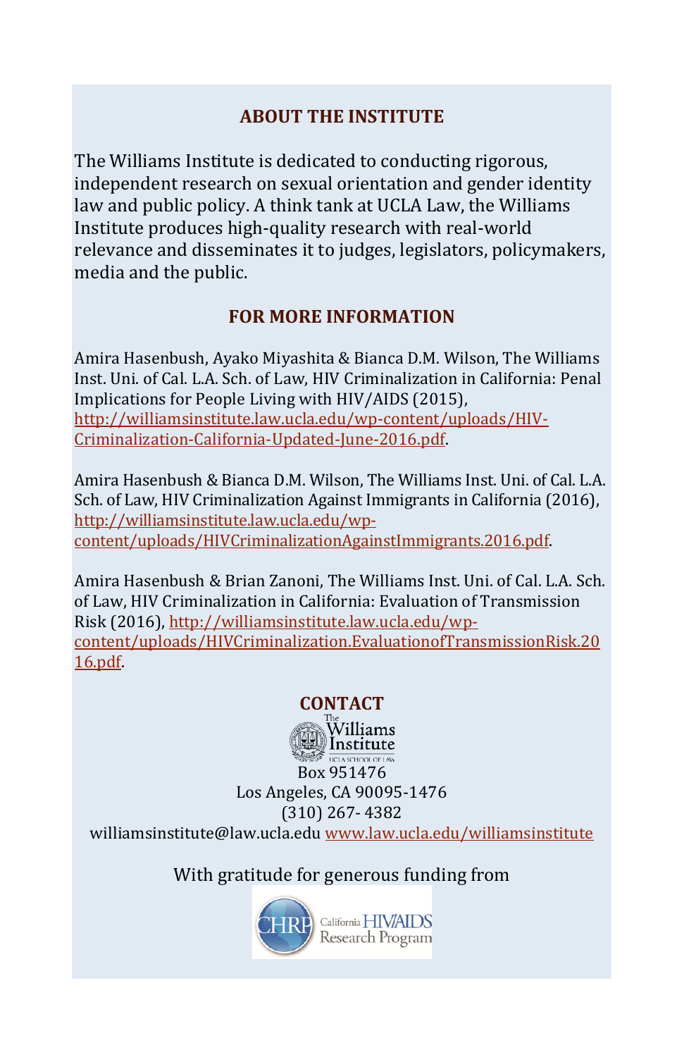## ABOUT THE INSTITUTE

The Williams Institute is dedicated to conducting rigorous, independent research on sexual orientation and gender identity law and public policy. A think tank at UCLA Law, the Williams Institute produces high-quality research with real-world relevance and disseminates it to judges, legislators, policymakers, media and the public.

## FOR MORE INFORMATION

Amira Hasenbush, Ayako Miyashita & Bianca D.M. Wilson, The Williams Inst. Uni. of Cal. L.A. Sch. of Law, HIV Criminalization in California: Penal Implications for People Living with HIV/AIDS (2015), http://williamsinstitute.law.ucla.edu/wp-content/uploads/HIV-Criminalization-California-Updated-June-2016.pdf.

Amira Hasenbush & Bianca D.M. Wilson, The Williams Inst. Uni. of Cal. L.A. Sch. of Law, HIV Criminalization Against Immigrants in California (2016), http://williamsinstitute.law.ucla.edu/wp-content/uploads/HIVCriminalizationAgainstImmigrants.2016.pdf.

Amira Hasenbush & Brian Zanoni, The Williams Inst. Uni. of Cal. L.A. Sch. of Law, HIV Criminalization in California: Evaluation of Transmission Risk (2016), http://williamsinstitute.law.ucla.edu/wp-content/uploads/HIVCriminalization.EvaluationofTransmissionRisk.2016.pdf.

## CONTACT

The Williams Institute
UCLA School of Law

Box 951476
Los Angeles, CA 90095-1476
(310) 267- 4382
williamsinstitute@law.ucla.edu www.law.ucla.edu/williamsinstitute

With gratitude for generous funding from

CHRP California HIV/AIDS Research Program